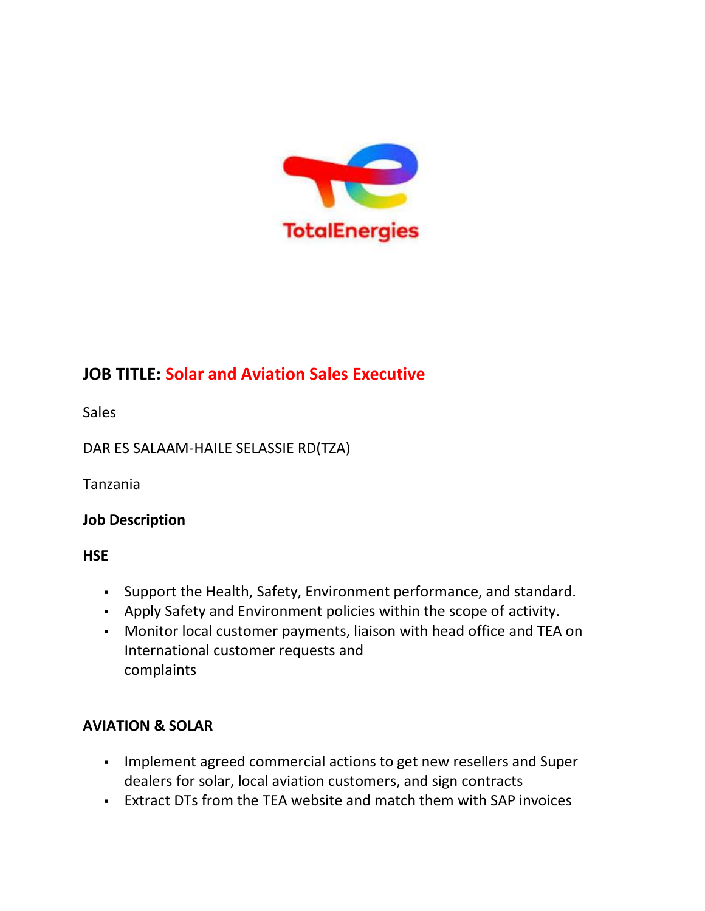TotalEnergies

**JOB TITLE: Solar and Aviation Sales Executive**

Sales

DAR ES SALAAM-HAILE SELASSIE RD(TZA)

Tanzania

**Job Description**

**HSE**

- Support the Health, Safety, Environment performance, and standard.
- Apply Safety and Environment policies within the scope of activity.
- Monitor local customer payments, liaison with head office and TEA on International customer requests and complaints

**AVIATION & SOLAR**

- Implement agreed commercial actions to get new resellers and Super dealers for solar, local aviation customers, and sign contracts
- Extract DTs from the TEA website and match them with SAP invoices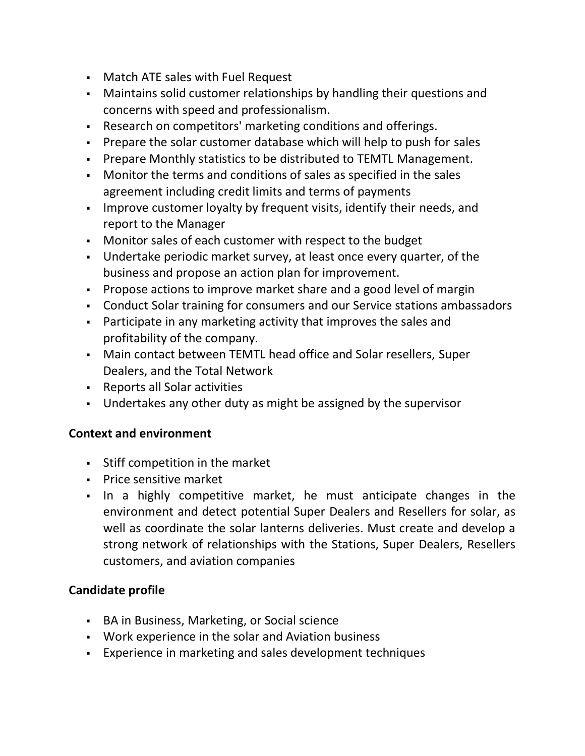- Match ATE sales with Fuel Request
- Maintains solid customer relationships by handling their questions and concerns with speed and professionalism.
- Research on competitors' marketing conditions and offerings.
- Prepare the solar customer database which will help to push for sales
- Prepare Monthly statistics to be distributed to TEMTL Management.
- Monitor the terms and conditions of sales as specified in the sales agreement including credit limits and terms of payments
- Improve customer loyalty by frequent visits, identify their needs, and report to the Manager
- Monitor sales of each customer with respect to the budget
- Undertake periodic market survey, at least once every quarter, of the business and propose an action plan for improvement.
- Propose actions to improve market share and a good level of margin
- Conduct Solar training for consumers and our Service stations ambassadors
- Participate in any marketing activity that improves the sales and profitability of the company.
- Main contact between TEMTL head office and Solar resellers, Super Dealers, and the Total Network
- Reports all Solar activities
- Undertakes any other duty as might be assigned by the supervisor

**Context and environment**

- Stiff competition in the market
- Price sensitive market
- In a highly competitive market, he must anticipate changes in the environment and detect potential Super Dealers and Resellers for solar, as well as coordinate the solar lanterns deliveries. Must create and develop a strong network of relationships with the Stations, Super Dealers, Resellers customers, and aviation companies

**Candidate profile**

- BA in Business, Marketing, or Social science
- Work experience in the solar and Aviation business
- Experience in marketing and sales development techniques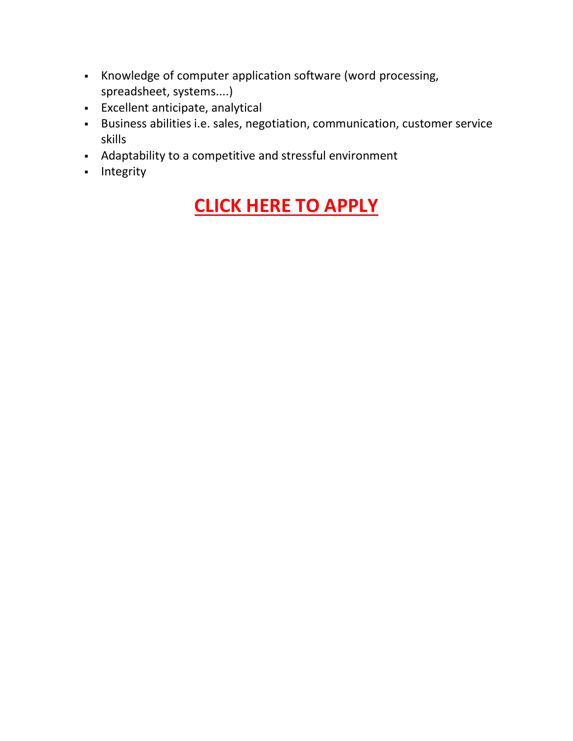- Knowledge of computer application software (word processing, spreadsheet, systems....)
- Excellent anticipate, analytical
- Business abilities i.e. sales, negotiation, communication, customer service skills
- Adaptability to a competitive and stressful environment
- Integrity

## **CLICK HERE TO APPLY**